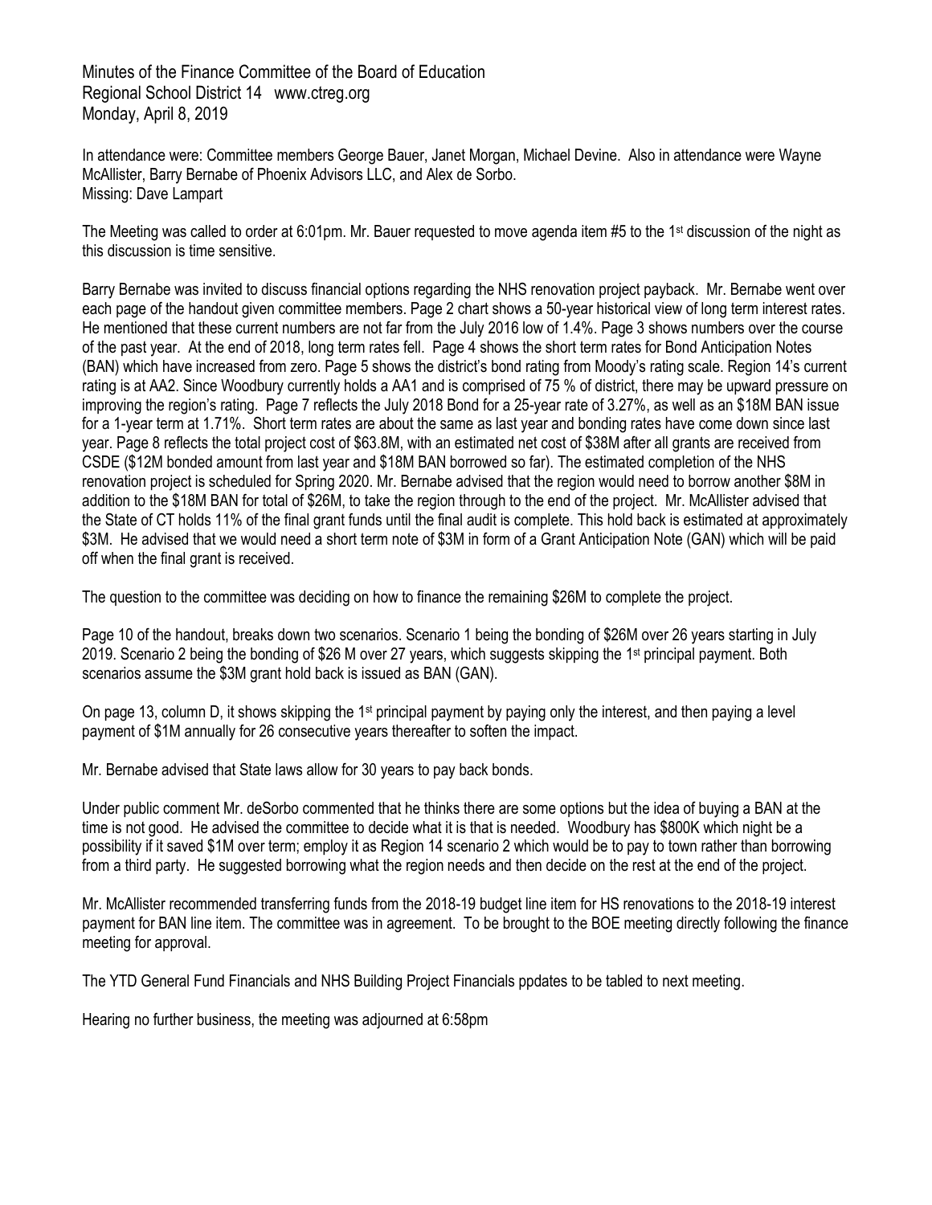Minutes of the Finance Committee of the Board of Education
Regional School District 14 www.ctreg.org
Monday, April 8, 2019

In attendance were: Committee members George Bauer, Janet Morgan, Michael Devine. Also in attendance were Wayne McAllister, Barry Bernabe of Phoenix Advisors LLC, and Alex de Sorbo.
Missing: Dave Lampart

The Meeting was called to order at 6:01pm. Mr. Bauer requested to move agenda item #5 to the 1st discussion of the night as this discussion is time sensitive.

Barry Bernabe was invited to discuss financial options regarding the NHS renovation project payback. Mr. Bernabe went over each page of the handout given committee members. Page 2 chart shows a 50-year historical view of long term interest rates. He mentioned that these current numbers are not far from the July 2016 low of 1.4%. Page 3 shows numbers over the course of the past year. At the end of 2018, long term rates fell. Page 4 shows the short term rates for Bond Anticipation Notes (BAN) which have increased from zero. Page 5 shows the district's bond rating from Moody's rating scale. Region 14's current rating is at AA2. Since Woodbury currently holds a AA1 and is comprised of 75 % of district, there may be upward pressure on improving the region's rating. Page 7 reflects the July 2018 Bond for a 25-year rate of 3.27%, as well as an $18M BAN issue for a 1-year term at 1.71%. Short term rates are about the same as last year and bonding rates have come down since last year. Page 8 reflects the total project cost of $63.8M, with an estimated net cost of $38M after all grants are received from CSDE ($12M bonded amount from last year and $18M BAN borrowed so far). The estimated completion of the NHS renovation project is scheduled for Spring 2020. Mr. Bernabe advised that the region would need to borrow another $8M in addition to the $18M BAN for total of $26M, to take the region through to the end of the project. Mr. McAllister advised that the State of CT holds 11% of the final grant funds until the final audit is complete. This hold back is estimated at approximately $3M. He advised that we would need a short term note of $3M in form of a Grant Anticipation Note (GAN) which will be paid off when the final grant is received.

The question to the committee was deciding on how to finance the remaining $26M to complete the project.

Page 10 of the handout, breaks down two scenarios. Scenario 1 being the bonding of $26M over 26 years starting in July 2019. Scenario 2 being the bonding of $26 M over 27 years, which suggests skipping the 1st principal payment. Both scenarios assume the $3M grant hold back is issued as BAN (GAN).

On page 13, column D, it shows skipping the 1st principal payment by paying only the interest, and then paying a level payment of $1M annually for 26 consecutive years thereafter to soften the impact.

Mr. Bernabe advised that State laws allow for 30 years to pay back bonds.

Under public comment Mr. deSorbo commented that he thinks there are some options but the idea of buying a BAN at the time is not good. He advised the committee to decide what it is that is needed. Woodbury has $800K which night be a possibility if it saved $1M over term; employ it as Region 14 scenario 2 which would be to pay to town rather than borrowing from a third party. He suggested borrowing what the region needs and then decide on the rest at the end of the project.

Mr. McAllister recommended transferring funds from the 2018-19 budget line item for HS renovations to the 2018-19 interest payment for BAN line item. The committee was in agreement. To be brought to the BOE meeting directly following the finance meeting for approval.

The YTD General Fund Financials and NHS Building Project Financials ppdates to be tabled to next meeting.

Hearing no further business, the meeting was adjourned at 6:58pm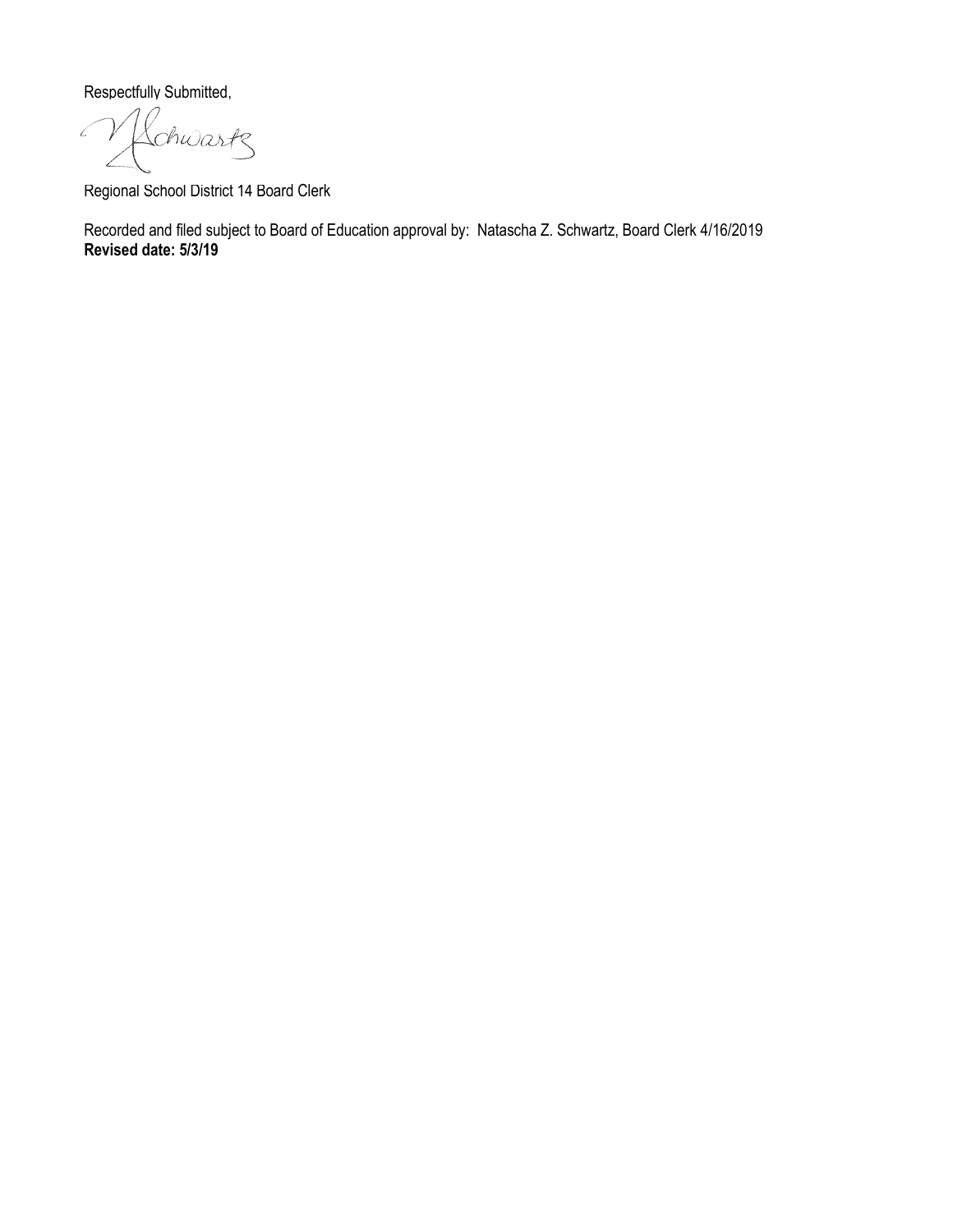Respectfully Submitted,

NSchwartz

Regional School District 14 Board Clerk

Recorded and filed subject to Board of Education approval by: Natascha Z. Schwartz, Board Clerk 4/16/2019
**Revised date: 5/3/19**